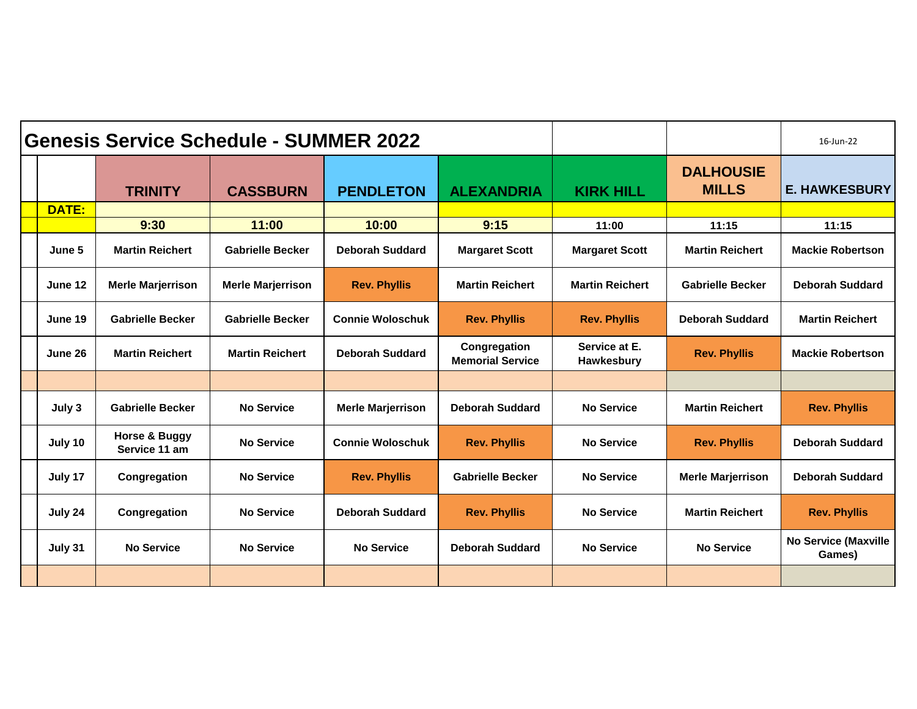# Genesis Service Schedule - SUMMER 2022

16-Jun-22

| DATE: | TRINITY | CASSBURN | PENDLETON | ALEXANDRIA | KIRK HILL | DALHOUSIE MILLS | E. HAWKESBURY |
|---|---|---|---|---|---|---|---|
| | 9:30 | 11:00 | 10:00 | 9:15 | 11:00 | 11:15 | 11:15 |
| June 5 | Martin Reichert | Gabrielle Becker | Deborah Suddard | Margaret Scott | Margaret Scott | Martin Reichert | Mackie Robertson |
| June 12 | Merle Marjerrison | Merle Marjerrison | Rev. Phyllis | Martin Reichert | Martin Reichert | Gabrielle Becker | Deborah Suddard |
| June 19 | Gabrielle Becker | Gabrielle Becker | Connie Woloschuk | Rev. Phyllis | Rev. Phyllis | Deborah Suddard | Martin Reichert |
| June 26 | Martin Reichert | Martin Reichert | Deborah Suddard | Congregation Memorial Service | Service at E. Hawkesbury | Rev. Phyllis | Mackie Robertson |
| | | | | | | | |
| July 3 | Gabrielle Becker | No Service | Merle Marjerrison | Deborah Suddard | No Service | Martin Reichert | Rev. Phyllis |
| July 10 | Horse & Buggy Service 11 am | No Service | Connie Woloschuk | Rev. Phyllis | No Service | Rev. Phyllis | Deborah Suddard |
| July 17 | Congregation | No Service | Rev. Phyllis | Gabrielle Becker | No Service | Merle Marjerrison | Deborah Suddard |
| July 24 | Congregation | No Service | Deborah Suddard | Rev. Phyllis | No Service | Martin Reichert | Rev. Phyllis |
| July 31 | No Service | No Service | No Service | Deborah Suddard | No Service | No Service | No Service (Maxville Games) |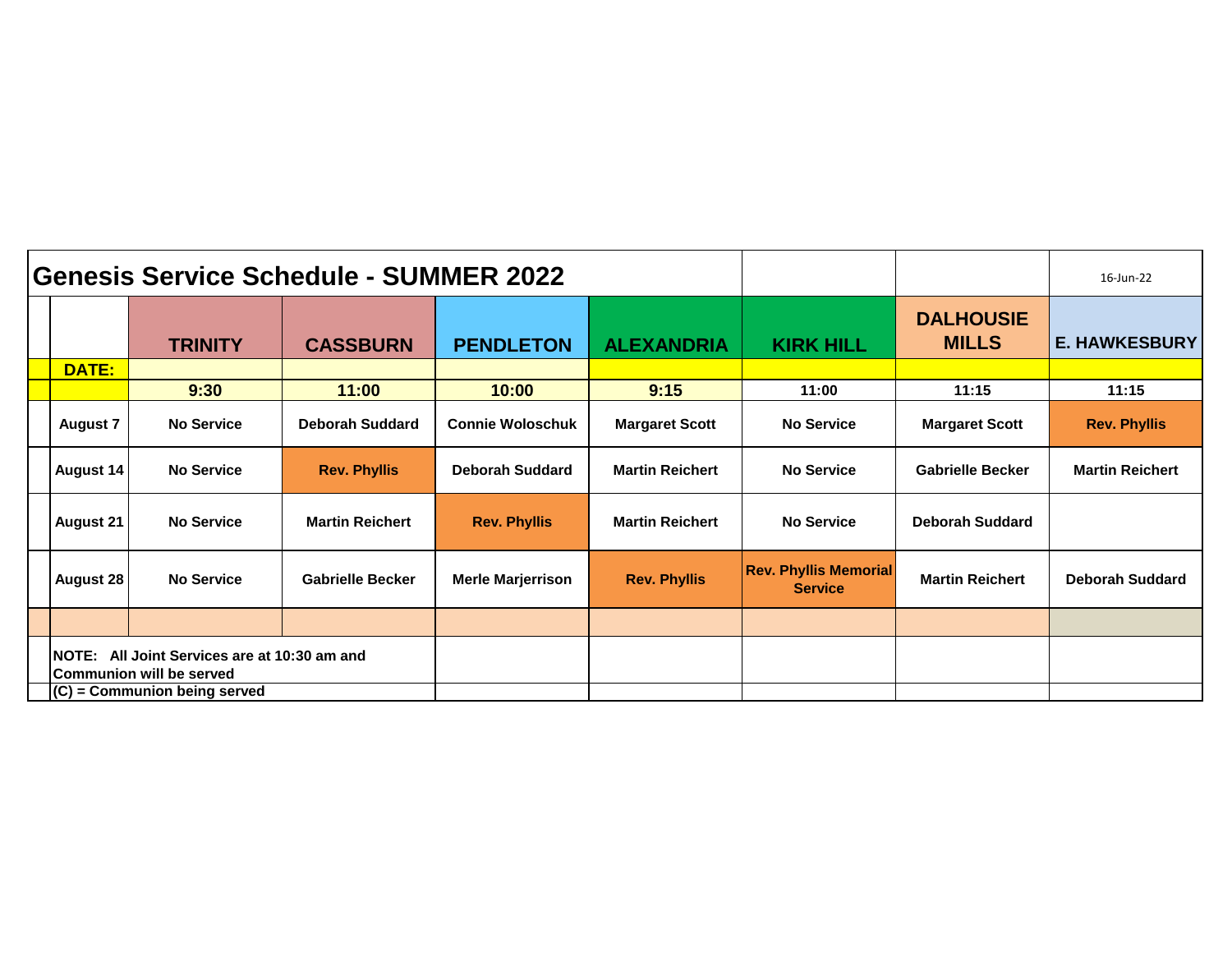# Genesis Service Schedule - SUMMER 2022

16-Jun-22

| DATE: | TRINITY | CASSBURN | PENDLETON | ALEXANDRIA | KIRK HILL | DALHOUSIE MILLS | E. HAWKESBURY |
|---|---|---|---|---|---|---|---|
| | 9:30 | 11:00 | 10:00 | 9:15 | 11:00 | 11:15 | 11:15 |
| August 7 | No Service | Deborah Suddard | Connie Woloschuk | Margaret Scott | No Service | Margaret Scott | Rev. Phyllis |
| August 14 | No Service | Rev. Phyllis | Deborah Suddard | Martin Reichert | No Service | Gabrielle Becker | Martin Reichert |
| August 21 | No Service | Martin Reichert | Rev. Phyllis | Martin Reichert | No Service | Deborah Suddard | |
| August 28 | No Service | Gabrielle Becker | Merle Marjerrison | Rev. Phyllis | Rev. Phyllis Memorial Service | Martin Reichert | Deborah Suddard |

**NOTE: All Joint Services are at 10:30 am and Communion will be served**

**(C) = Communion being served**